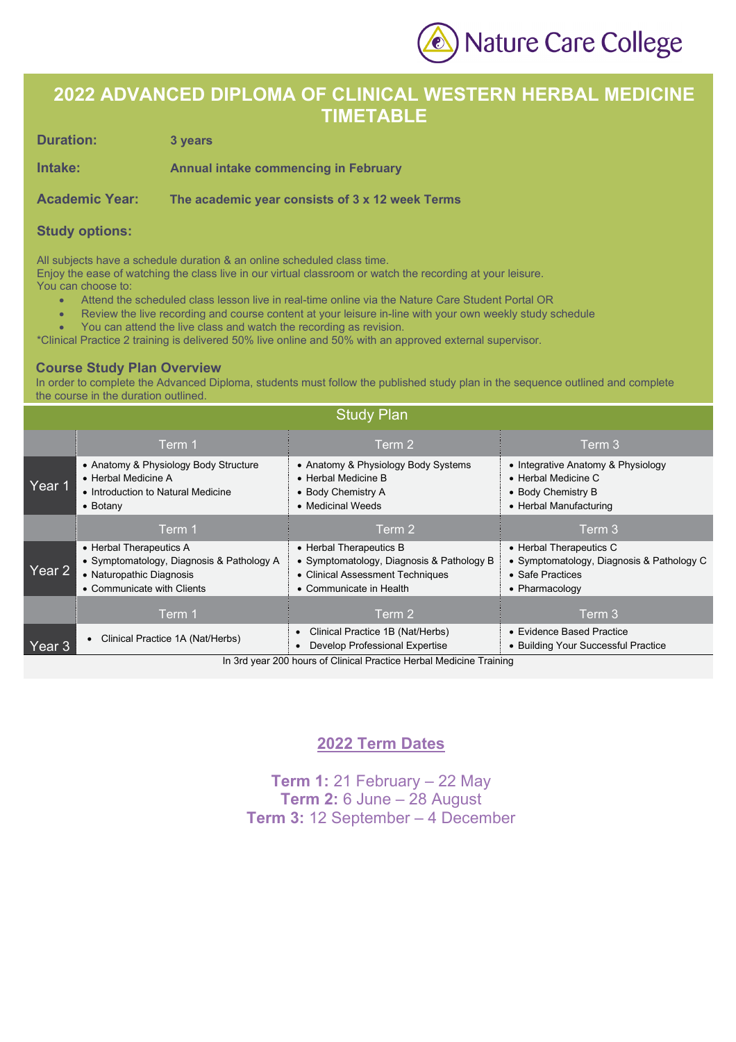Nature Care College

# 2022 ADVANCED DIPLOMA OF CLINICAL WESTERN HERBAL MEDICINE TIMETABLE

**Duration:** **3 years**

**Intake:** **Annual intake commencing in February**

**Academic Year:** **The academic year consists of 3 x 12 week Terms**

### Study options:

All subjects have a schedule duration & an online scheduled class time.
Enjoy the ease of watching the class live in our virtual classroom or watch the recording at your leisure.
You can choose to:

- Attend the scheduled class lesson live in real-time online via the Nature Care Student Portal OR
- Review the live recording and course content at your leisure in-line with your own weekly study schedule
- You can attend the live class and watch the recording as revision.

*Clinical Practice 2 training is delivered 50% live online and 50% with an approved external supervisor.

### Course Study Plan Overview

In order to complete the Advanced Diploma, students must follow the published study plan in the sequence outlined and complete the course in the duration outlined.

**Study Plan**

| | Term 1 | Term 2 | Term 3 |
|---|---|---|---|
| Year 1 | • Anatomy & Physiology Body Structure<br>• Herbal Medicine A<br>• Introduction to Natural Medicine<br>• Botany | • Anatomy & Physiology Body Systems<br>• Herbal Medicine B<br>• Body Chemistry A<br>• Medicinal Weeds | • Integrative Anatomy & Physiology<br>• Herbal Medicine C<br>• Body Chemistry B<br>• Herbal Manufacturing |
| | **Term 1** | **Term 2** | **Term 3** |
| Year 2 | • Herbal Therapeutics A<br>• Symptomatology, Diagnosis & Pathology A<br>• Naturopathic Diagnosis<br>• Communicate with Clients | • Herbal Therapeutics B<br>• Symptomatology, Diagnosis & Pathology B<br>• Clinical Assessment Techniques<br>• Communicate in Health | • Herbal Therapeutics C<br>• Symptomatology, Diagnosis & Pathology C<br>• Safe Practices<br>• Pharmacology |
| | **Term 1** | **Term 2** | **Term 3** |
| Year 3 | • Clinical Practice 1A (Nat/Herbs) | • Clinical Practice 1B (Nat/Herbs)<br>• Develop Professional Expertise | • Evidence Based Practice<br>• Building Your Successful Practice |

In 3rd year 200 hours of Clinical Practice Herbal Medicine Training

## 2022 Term Dates

**Term 1:** 21 February – 22 May
**Term 2:** 6 June – 28 August
**Term 3:** 12 September – 4 December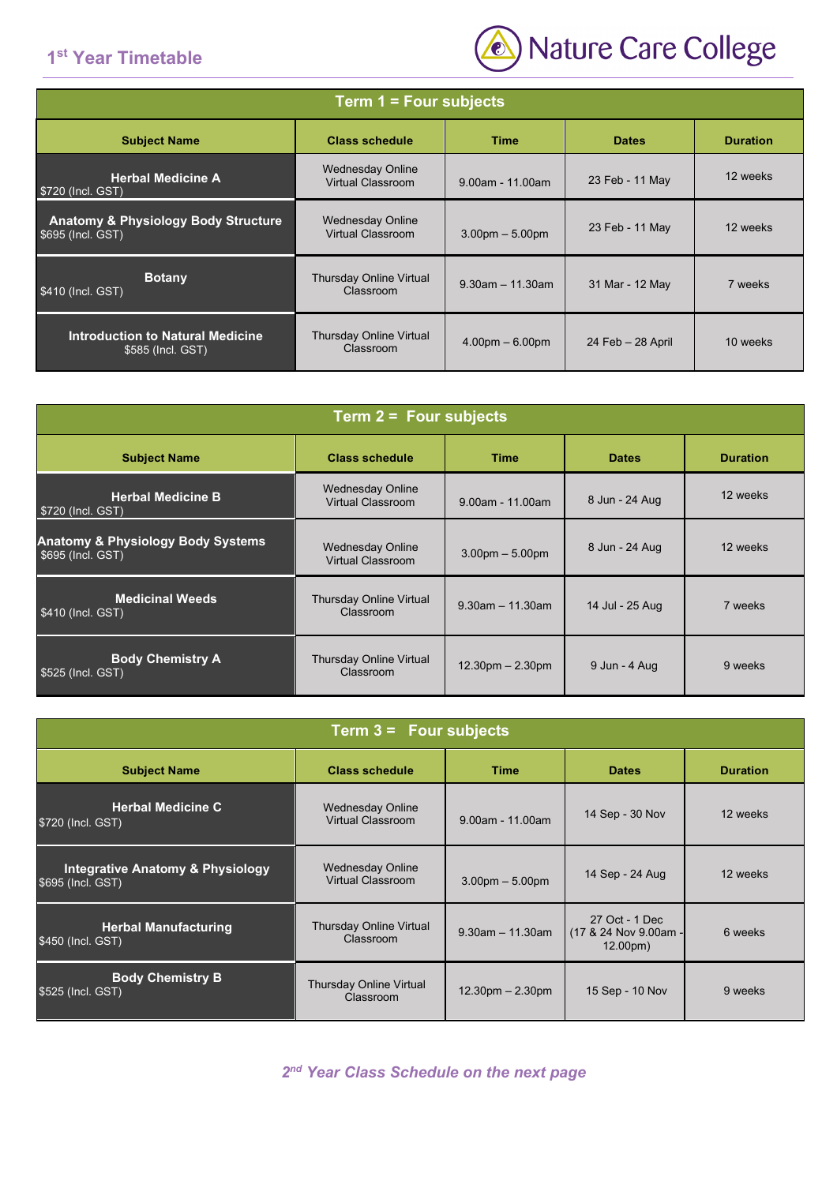## 1st Year Timetable

Nature Care College

| Term 1 = Four subjects | | | | |
|---|---|---|---|---|
| **Subject Name** | **Class schedule** | **Time** | **Dates** | **Duration** |
| **Herbal Medicine A** $720 (Incl. GST) | Wednesday Online Virtual Classroom | 9.00am - 11.00am | 23 Feb - 11 May | 12 weeks |
| **Anatomy & Physiology Body Structure** $695 (Incl. GST) | Wednesday Online Virtual Classroom | 3.00pm – 5.00pm | 23 Feb - 11 May | 12 weeks |
| **Botany** $410 (Incl. GST) | Thursday Online Virtual Classroom | 9.30am – 11.30am | 31 Mar - 12 May | 7 weeks |
| **Introduction to Natural Medicine** $585 (Incl. GST) | Thursday Online Virtual Classroom | 4.00pm – 6.00pm | 24 Feb – 28 April | 10 weeks |

| Term 2 = Four subjects | | | | |
|---|---|---|---|---|
| **Subject Name** | **Class schedule** | **Time** | **Dates** | **Duration** |
| **Herbal Medicine B** $720 (Incl. GST) | Wednesday Online Virtual Classroom | 9.00am - 11.00am | 8 Jun - 24 Aug | 12 weeks |
| **Anatomy & Physiology Body Systems** $695 (Incl. GST) | Wednesday Online Virtual Classroom | 3.00pm – 5.00pm | 8 Jun - 24 Aug | 12 weeks |
| **Medicinal Weeds** $410 (Incl. GST) | Thursday Online Virtual Classroom | 9.30am – 11.30am | 14 Jul - 25 Aug | 7 weeks |
| **Body Chemistry A** $525 (Incl. GST) | Thursday Online Virtual Classroom | 12.30pm – 2.30pm | 9 Jun - 4 Aug | 9 weeks |

| Term 3 = Four subjects | | | | |
|---|---|---|---|---|
| **Subject Name** | **Class schedule** | **Time** | **Dates** | **Duration** |
| **Herbal Medicine C** $720 (Incl. GST) | Wednesday Online Virtual Classroom | 9.00am - 11.00am | 14 Sep - 30 Nov | 12 weeks |
| **Integrative Anatomy & Physiology** $695 (Incl. GST) | Wednesday Online Virtual Classroom | 3.00pm – 5.00pm | 14 Sep - 24 Aug | 12 weeks |
| **Herbal Manufacturing** $450 (Incl. GST) | Thursday Online Virtual Classroom | 9.30am – 11.30am | 27 Oct - 1 Dec (17 & 24 Nov 9.00am - 12.00pm) | 6 weeks |
| **Body Chemistry B** $525 (Incl. GST) | Thursday Online Virtual Classroom | 12.30pm – 2.30pm | 15 Sep - 10 Nov | 9 weeks |

***2nd Year Class Schedule on the next page***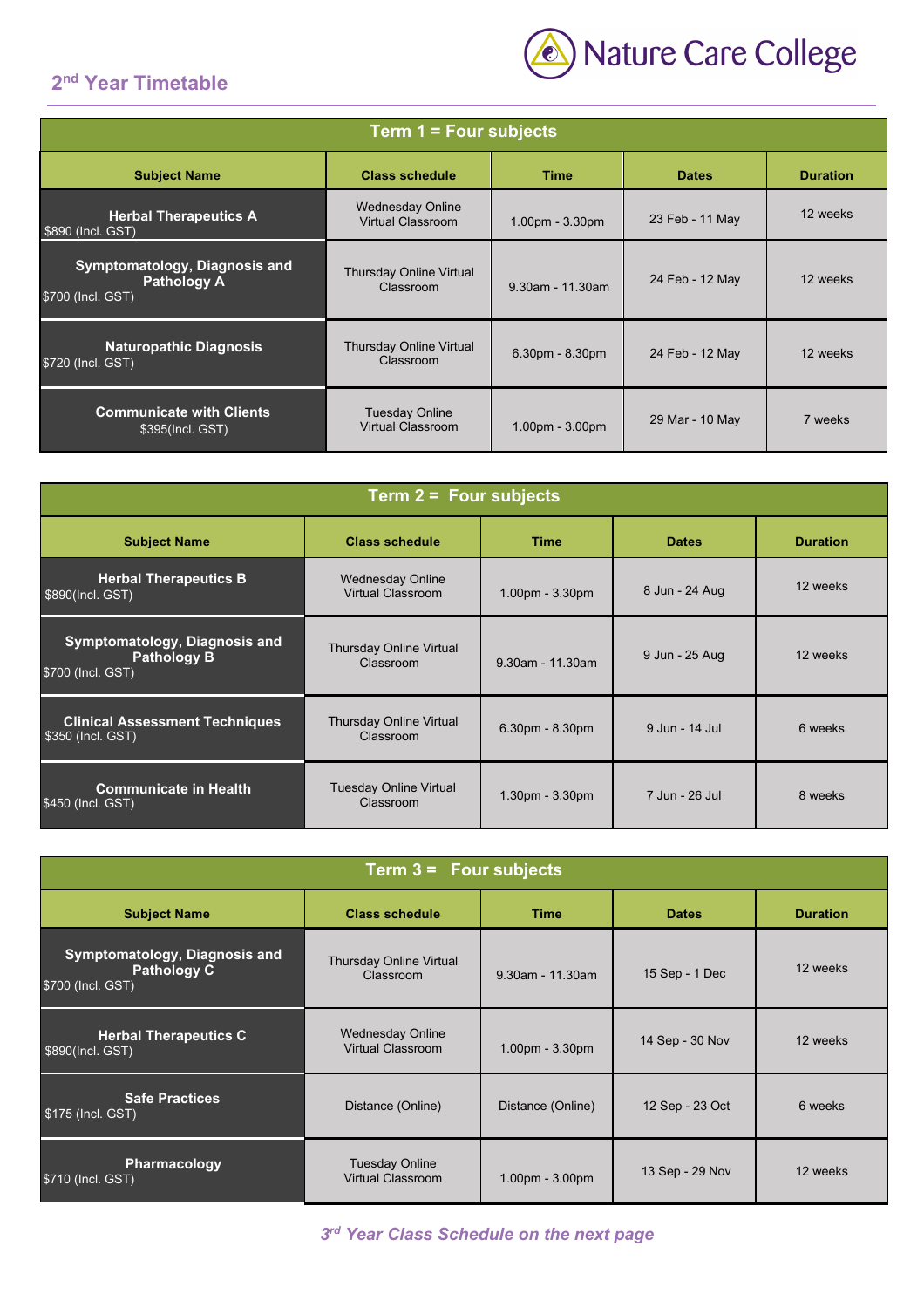Nature Care College

## 2nd Year Timetable

| Term 1 = Four subjects | | | | |
|---|---|---|---|---|
| **Subject Name** | **Class schedule** | **Time** | **Dates** | **Duration** |
| **Herbal Therapeutics A** $890 (Incl. GST) | Wednesday Online Virtual Classroom | 1.00pm - 3.30pm | 23 Feb - 11 May | 12 weeks |
| **Symptomatology, Diagnosis and Pathology A** $700 (Incl. GST) | Thursday Online Virtual Classroom | 9.30am - 11.30am | 24 Feb - 12 May | 12 weeks |
| **Naturopathic Diagnosis** $720 (Incl. GST) | Thursday Online Virtual Classroom | 6.30pm - 8.30pm | 24 Feb - 12 May | 12 weeks |
| **Communicate with Clients** $395(Incl. GST) | Tuesday Online Virtual Classroom | 1.00pm - 3.00pm | 29 Mar - 10 May | 7 weeks |

| Term 2 = Four subjects | | | | |
|---|---|---|---|---|
| **Subject Name** | **Class schedule** | **Time** | **Dates** | **Duration** |
| **Herbal Therapeutics B** $890(Incl. GST) | Wednesday Online Virtual Classroom | 1.00pm - 3.30pm | 8 Jun - 24 Aug | 12 weeks |
| **Symptomatology, Diagnosis and Pathology B** $700 (Incl. GST) | Thursday Online Virtual Classroom | 9.30am - 11.30am | 9 Jun - 25 Aug | 12 weeks |
| **Clinical Assessment Techniques** $350 (Incl. GST) | Thursday Online Virtual Classroom | 6.30pm - 8.30pm | 9 Jun - 14 Jul | 6 weeks |
| **Communicate in Health** $450 (Incl. GST) | Tuesday Online Virtual Classroom | 1.30pm - 3.30pm | 7 Jun - 26 Jul | 8 weeks |

| Term 3 = Four subjects | | | | |
|---|---|---|---|---|
| **Subject Name** | **Class schedule** | **Time** | **Dates** | **Duration** |
| **Symptomatology, Diagnosis and Pathology C** $700 (Incl. GST) | Thursday Online Virtual Classroom | 9.30am - 11.30am | 15 Sep - 1 Dec | 12 weeks |
| **Herbal Therapeutics C** $890(Incl. GST) | Wednesday Online Virtual Classroom | 1.00pm - 3.30pm | 14 Sep - 30 Nov | 12 weeks |
| **Safe Practices** $175 (Incl. GST) | Distance (Online) | Distance (Online) | 12 Sep - 23 Oct | 6 weeks |
| **Pharmacology** $710 (Incl. GST) | Tuesday Online Virtual Classroom | 1.00pm - 3.00pm | 13 Sep - 29 Nov | 12 weeks |

*3rd Year Class Schedule on the next page*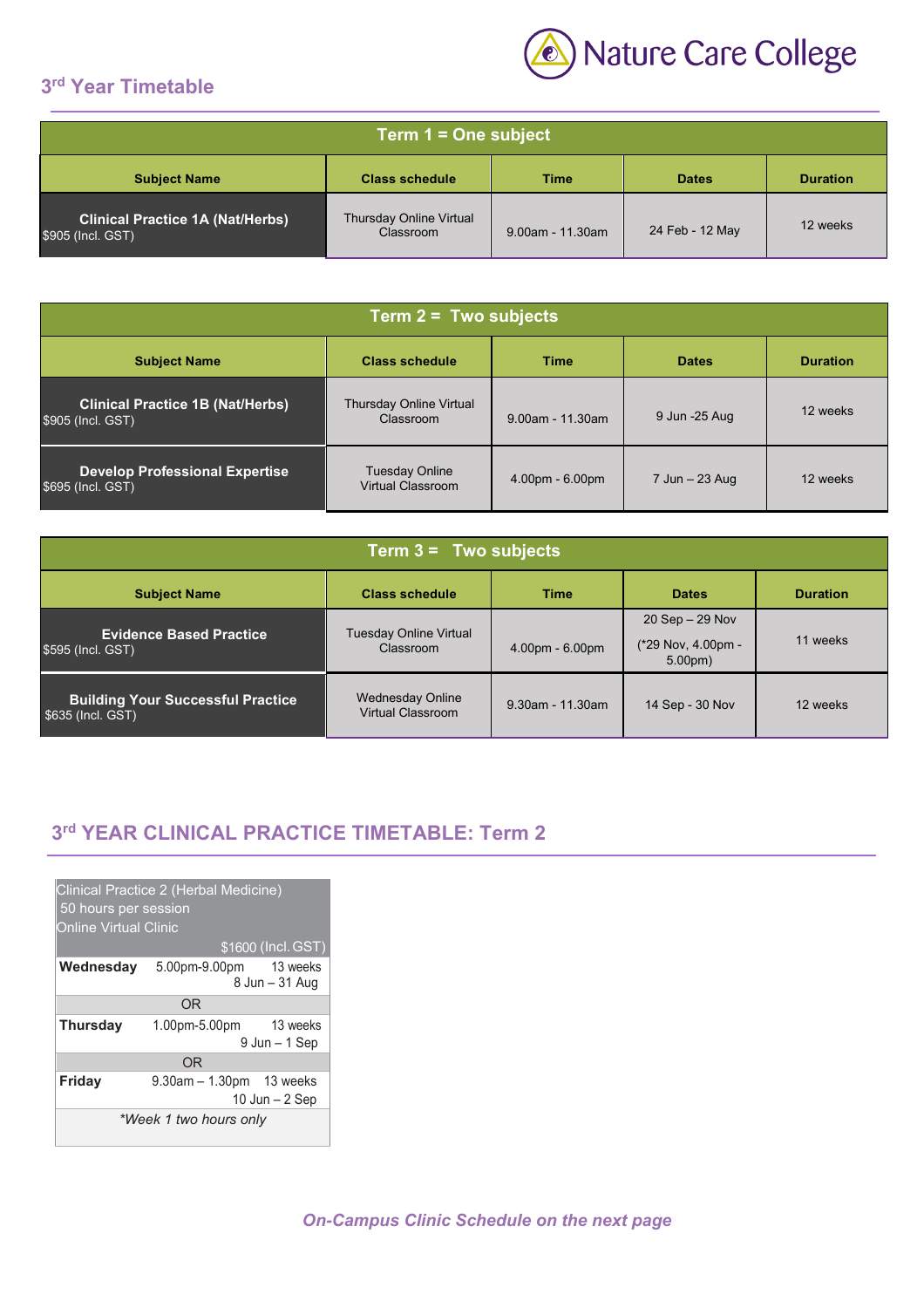Nature Care College

## 3rd Year Timetable

| Term 1 = One subject | | | | |
|---|---|---|---|---|
| **Subject Name** | **Class schedule** | **Time** | **Dates** | **Duration** |
| **Clinical Practice 1A (Nat/Herbs)** $905 (Incl. GST) | Thursday Online Virtual Classroom | 9.00am - 11.30am | 24 Feb - 12 May | 12 weeks |

| Term 2 = Two subjects | | | | |
|---|---|---|---|---|
| **Subject Name** | **Class schedule** | **Time** | **Dates** | **Duration** |
| **Clinical Practice 1B (Nat/Herbs)** $905 (Incl. GST) | Thursday Online Virtual Classroom | 9.00am - 11.30am | 9 Jun -25 Aug | 12 weeks |
| **Develop Professional Expertise** $695 (Incl. GST) | Tuesday Online Virtual Classroom | 4.00pm - 6.00pm | 7 Jun – 23 Aug | 12 weeks |

| Term 3 = Two subjects | | | | |
|---|---|---|---|---|
| **Subject Name** | **Class schedule** | **Time** | **Dates** | **Duration** |
| **Evidence Based Practice** $595 (Incl. GST) | Tuesday Online Virtual Classroom | 4.00pm - 6.00pm | 20 Sep – 29 Nov (*29 Nov, 4.00pm - 5.00pm) | 11 weeks |
| **Building Your Successful Practice** $635 (Incl. GST) | Wednesday Online Virtual Classroom | 9.30am - 11.30am | 14 Sep - 30 Nov | 12 weeks |

## 3rd YEAR CLINICAL PRACTICE TIMETABLE: Term 2

| Clinical Practice 2 (Herbal Medicine) 50 hours per session Online Virtual Clinic $1600 (Incl. GST) | | |
|---|---|---|
| **Wednesday** | 5.00pm-9.00pm | 13 weeks 8 Jun – 31 Aug |
| OR | | |
| **Thursday** | 1.00pm-5.00pm | 13 weeks 9 Jun – 1 Sep |
| OR | | |
| **Friday** | 9.30am – 1.30pm | 13 weeks 10 Jun – 2 Sep |
| *\*Week 1 two hours only* | | |

***On-Campus Clinic Schedule on the next page***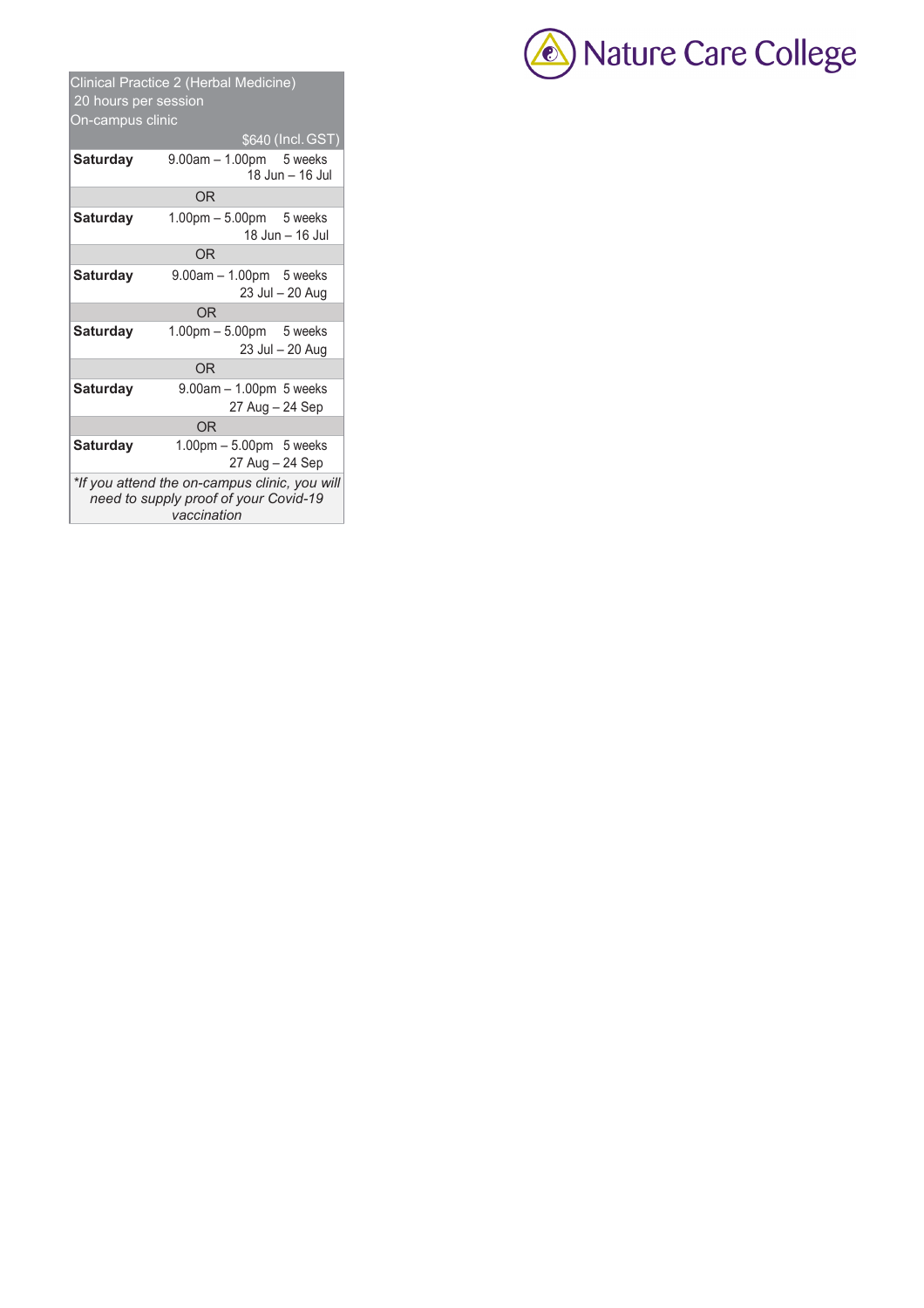Nature Care College

| Clinical Practice 2 (Herbal Medicine)<br>20 hours per session<br>On-campus clinic | | $640 (Incl. GST) |
|---|---|---|
| **Saturday** | 9.00am – 1.00pm | 5 weeks<br>18 Jun – 16 Jul |
| OR | | |
| **Saturday** | 1.00pm – 5.00pm | 5 weeks<br>18 Jun – 16 Jul |
| OR | | |
| **Saturday** | 9.00am – 1.00pm | 5 weeks<br>23 Jul – 20 Aug |
| OR | | |
| **Saturday** | 1.00pm – 5.00pm | 5 weeks<br>23 Jul – 20 Aug |
| OR | | |
| **Saturday** | 9.00am – 1.00pm | 5 weeks<br>27 Aug – 24 Sep |
| OR | | |
| **Saturday** | 1.00pm – 5.00pm | 5 weeks<br>27 Aug – 24 Sep |

*\*If you attend the on-campus clinic, you will need to supply proof of your Covid-19 vaccination*